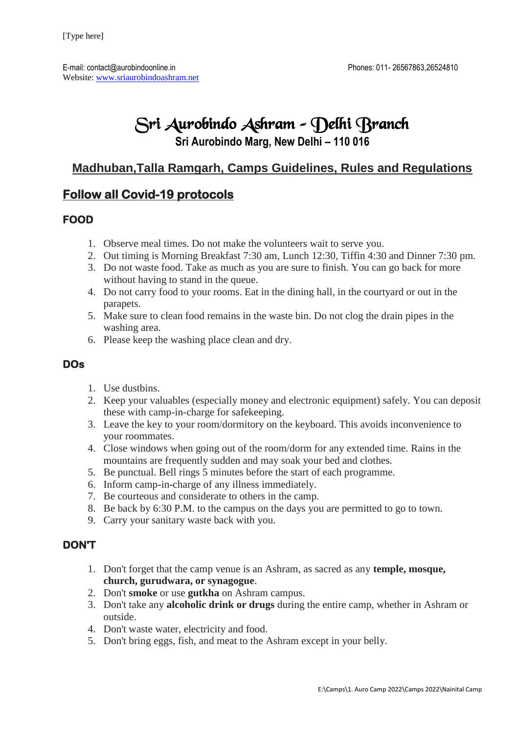[Type here]

E-mail: contact@aurobindoonline.in
Website: www.sriaurobindoashram.net

Phones: 011- 26567863,26524810

# Sri Aurobindo Ashram - Delhi Branch

**Sri Aurobindo Marg, New Delhi – 110 016**

## Madhuban,Talla Ramgarh, Camps Guidelines, Rules and Regulations

## Follow all Covid-19 protocols

### FOOD

1. Observe meal times. Do not make the volunteers wait to serve you.
2. Out timing is Morning Breakfast 7:30 am, Lunch 12:30, Tiffin 4:30 and Dinner 7:30 pm.
3. Do not waste food. Take as much as you are sure to finish. You can go back for more without having to stand in the queue.
4. Do not carry food to your rooms. Eat in the dining hall, in the courtyard or out in the parapets.
5. Make sure to clean food remains in the waste bin. Do not clog the drain pipes in the washing area.
6. Please keep the washing place clean and dry.

### DOs

1. Use dustbins.
2. Keep your valuables (especially money and electronic equipment) safely. You can deposit these with camp-in-charge for safekeeping.
3. Leave the key to your room/dormitory on the keyboard. This avoids inconvenience to your roommates.
4. Close windows when going out of the room/dorm for any extended time. Rains in the mountains are frequently sudden and may soak your bed and clothes.
5. Be punctual. Bell rings 5 minutes before the start of each programme.
6. Inform camp-in-charge of any illness immediately.
7. Be courteous and considerate to others in the camp.
8. Be back by 6:30 P.M. to the campus on the days you are permitted to go to town.
9. Carry your sanitary waste back with you.

### DON'T

1. Don't forget that the camp venue is an Ashram, as sacred as any **temple, mosque, church, gurudwara, or synagogue**.
2. Don't **smoke** or use **gutkha** on Ashram campus.
3. Don't take any **alcoholic drink or drugs** during the entire camp, whether in Ashram or outside.
4. Don't waste water, electricity and food.
5. Don't bring eggs, fish, and meat to the Ashram except in your belly.

E:\Camps\1. Auro Camp 2022\Camps 2022\Nainital Camp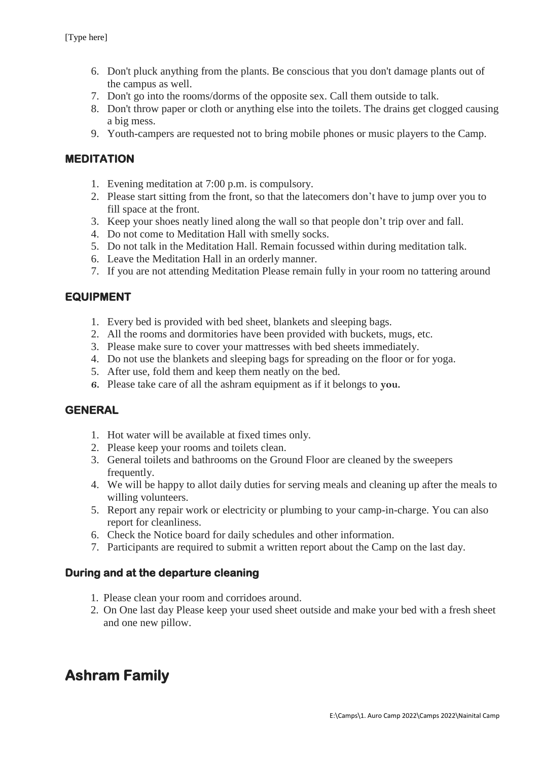6. Don't pluck anything from the plants. Be conscious that you don't damage plants out of the campus as well.
7. Don't go into the rooms/dorms of the opposite sex. Call them outside to talk.
8. Don't throw paper or cloth or anything else into the toilets. The drains get clogged causing a big mess.
9. Youth-campers are requested not to bring mobile phones or music players to the Camp.

### MEDITATION

1. Evening meditation at 7:00 p.m. is compulsory.
2. Please start sitting from the front, so that the latecomers don't have to jump over you to fill space at the front.
3. Keep your shoes neatly lined along the wall so that people don't trip over and fall.
4. Do not come to Meditation Hall with smelly socks.
5. Do not talk in the Meditation Hall. Remain focussed within during meditation talk.
6. Leave the Meditation Hall in an orderly manner.
7. If you are not attending Meditation Please remain fully in your room no tattering around

### EQUIPMENT

1. Every bed is provided with bed sheet, blankets and sleeping bags.
2. All the rooms and dormitories have been provided with buckets, mugs, etc.
3. Please make sure to cover your mattresses with bed sheets immediately.
4. Do not use the blankets and sleeping bags for spreading on the floor or for yoga.
5. After use, fold them and keep them neatly on the bed.
6. Please take care of all the ashram equipment as if it belongs to **you.**

### GENERAL

1. Hot water will be available at fixed times only.
2. Please keep your rooms and toilets clean.
3. General toilets and bathrooms on the Ground Floor are cleaned by the sweepers frequently.
4. We will be happy to allot daily duties for serving meals and cleaning up after the meals to willing volunteers.
5. Report any repair work or electricity or plumbing to your camp-in-charge. You can also report for cleanliness.
6. Check the Notice board for daily schedules and other information.
7. Participants are required to submit a written report about the Camp on the last day.

### During and at the departure cleaning

1. Please clean your room and corridoes around.
2. On One last day Please keep your used sheet outside and make your bed with a fresh sheet and one new pillow.

## Ashram Family